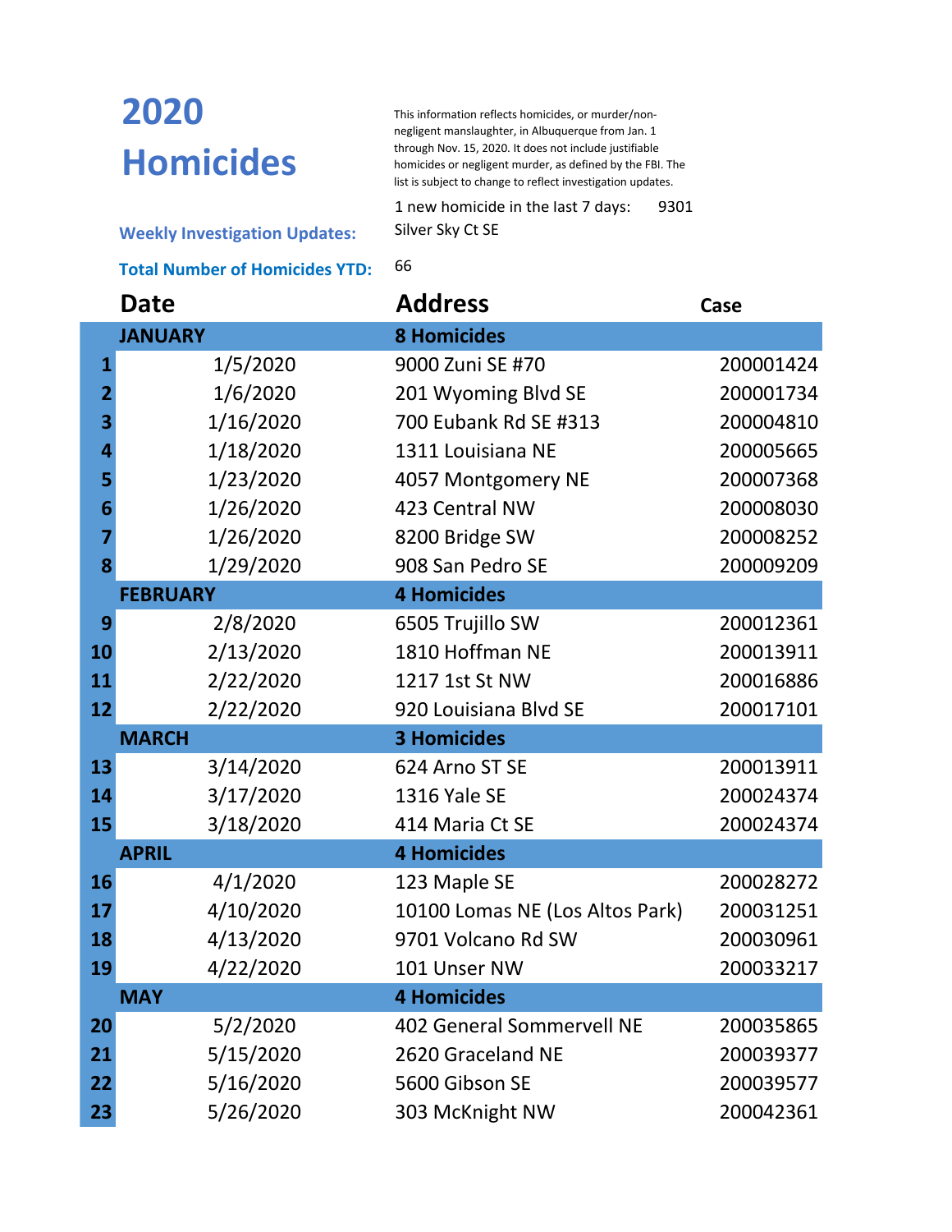# 2020 Homicides

This information reflects homicides, or murder/non-negligent manslaughter, in Albuquerque from Jan. 1 through Nov. 15, 2020. It does not include justifiable homicides or negligent murder, as defined by the FBI. The list is subject to change to reflect investigation updates.

**Weekly Investigation Updates:** 1 new homicide in the last 7 days: 9301 Silver Sky Ct SE

**Total Number of Homicides YTD:** 66

| | Date | Address | Case |
|---|---|---|---|
| | **JANUARY** | **8 Homicides** | |
| **1** | 1/5/2020 | 9000 Zuni SE #70 | 200001424 |
| **2** | 1/6/2020 | 201 Wyoming Blvd SE | 200001734 |
| **3** | 1/16/2020 | 700 Eubank Rd SE #313 | 200004810 |
| **4** | 1/18/2020 | 1311 Louisiana NE | 200005665 |
| **5** | 1/23/2020 | 4057 Montgomery NE | 200007368 |
| **6** | 1/26/2020 | 423 Central NW | 200008030 |
| **7** | 1/26/2020 | 8200 Bridge SW | 200008252 |
| **8** | 1/29/2020 | 908 San Pedro SE | 200009209 |
| | **FEBRUARY** | **4 Homicides** | |
| **9** | 2/8/2020 | 6505 Trujillo SW | 200012361 |
| **10** | 2/13/2020 | 1810 Hoffman NE | 200013911 |
| **11** | 2/22/2020 | 1217 1st St NW | 200016886 |
| **12** | 2/22/2020 | 920 Louisiana Blvd SE | 200017101 |
| | **MARCH** | **3 Homicides** | |
| **13** | 3/14/2020 | 624 Arno ST SE | 200013911 |
| **14** | 3/17/2020 | 1316 Yale SE | 200024374 |
| **15** | 3/18/2020 | 414 Maria Ct SE | 200024374 |
| | **APRIL** | **4 Homicides** | |
| **16** | 4/1/2020 | 123 Maple SE | 200028272 |
| **17** | 4/10/2020 | 10100 Lomas NE (Los Altos Park) | 200031251 |
| **18** | 4/13/2020 | 9701 Volcano Rd SW | 200030961 |
| **19** | 4/22/2020 | 101 Unser NW | 200033217 |
| | **MAY** | **4 Homicides** | |
| **20** | 5/2/2020 | 402 General Sommervell NE | 200035865 |
| **21** | 5/15/2020 | 2620 Graceland NE | 200039377 |
| **22** | 5/16/2020 | 5600 Gibson SE | 200039577 |
| **23** | 5/26/2020 | 303 McKnight NW | 200042361 |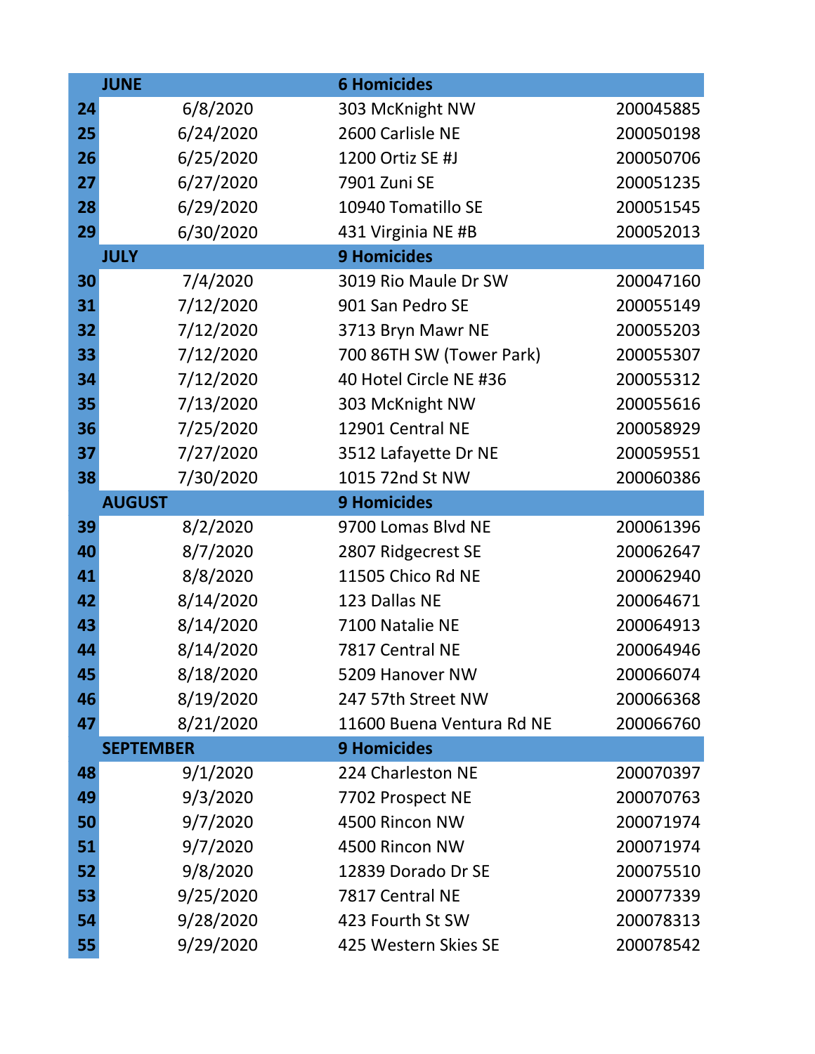| | JUNE | 6 Homicides | |
|---|---|---|---|
| 24 | 6/8/2020 | 303 McKnight NW | 200045885 |
| 25 | 6/24/2020 | 2600 Carlisle NE | 200050198 |
| 26 | 6/25/2020 | 1200 Ortiz SE #J | 200050706 |
| 27 | 6/27/2020 | 7901 Zuni SE | 200051235 |
| 28 | 6/29/2020 | 10940 Tomatillo SE | 200051545 |
| 29 | 6/30/2020 | 431 Virginia NE #B | 200052013 |
| | **JULY** | **9 Homicides** | |
| 30 | 7/4/2020 | 3019 Rio Maule Dr SW | 200047160 |
| 31 | 7/12/2020 | 901 San Pedro SE | 200055149 |
| 32 | 7/12/2020 | 3713 Bryn Mawr NE | 200055203 |
| 33 | 7/12/2020 | 700 86TH SW (Tower Park) | 200055307 |
| 34 | 7/12/2020 | 40 Hotel Circle NE #36 | 200055312 |
| 35 | 7/13/2020 | 303 McKnight NW | 200055616 |
| 36 | 7/25/2020 | 12901 Central NE | 200058929 |
| 37 | 7/27/2020 | 3512 Lafayette Dr NE | 200059551 |
| 38 | 7/30/2020 | 1015 72nd St NW | 200060386 |
| | **AUGUST** | **9 Homicides** | |
| 39 | 8/2/2020 | 9700 Lomas Blvd NE | 200061396 |
| 40 | 8/7/2020 | 2807 Ridgecrest SE | 200062647 |
| 41 | 8/8/2020 | 11505 Chico Rd NE | 200062940 |
| 42 | 8/14/2020 | 123 Dallas NE | 200064671 |
| 43 | 8/14/2020 | 7100 Natalie NE | 200064913 |
| 44 | 8/14/2020 | 7817 Central NE | 200064946 |
| 45 | 8/18/2020 | 5209 Hanover NW | 200066074 |
| 46 | 8/19/2020 | 247 57th Street NW | 200066368 |
| 47 | 8/21/2020 | 11600 Buena Ventura Rd NE | 200066760 |
| | **SEPTEMBER** | **9 Homicides** | |
| 48 | 9/1/2020 | 224 Charleston NE | 200070397 |
| 49 | 9/3/2020 | 7702 Prospect NE | 200070763 |
| 50 | 9/7/2020 | 4500 Rincon NW | 200071974 |
| 51 | 9/7/2020 | 4500 Rincon NW | 200071974 |
| 52 | 9/8/2020 | 12839 Dorado Dr SE | 200075510 |
| 53 | 9/25/2020 | 7817 Central NE | 200077339 |
| 54 | 9/28/2020 | 423 Fourth St SW | 200078313 |
| 55 | 9/29/2020 | 425 Western Skies SE | 200078542 |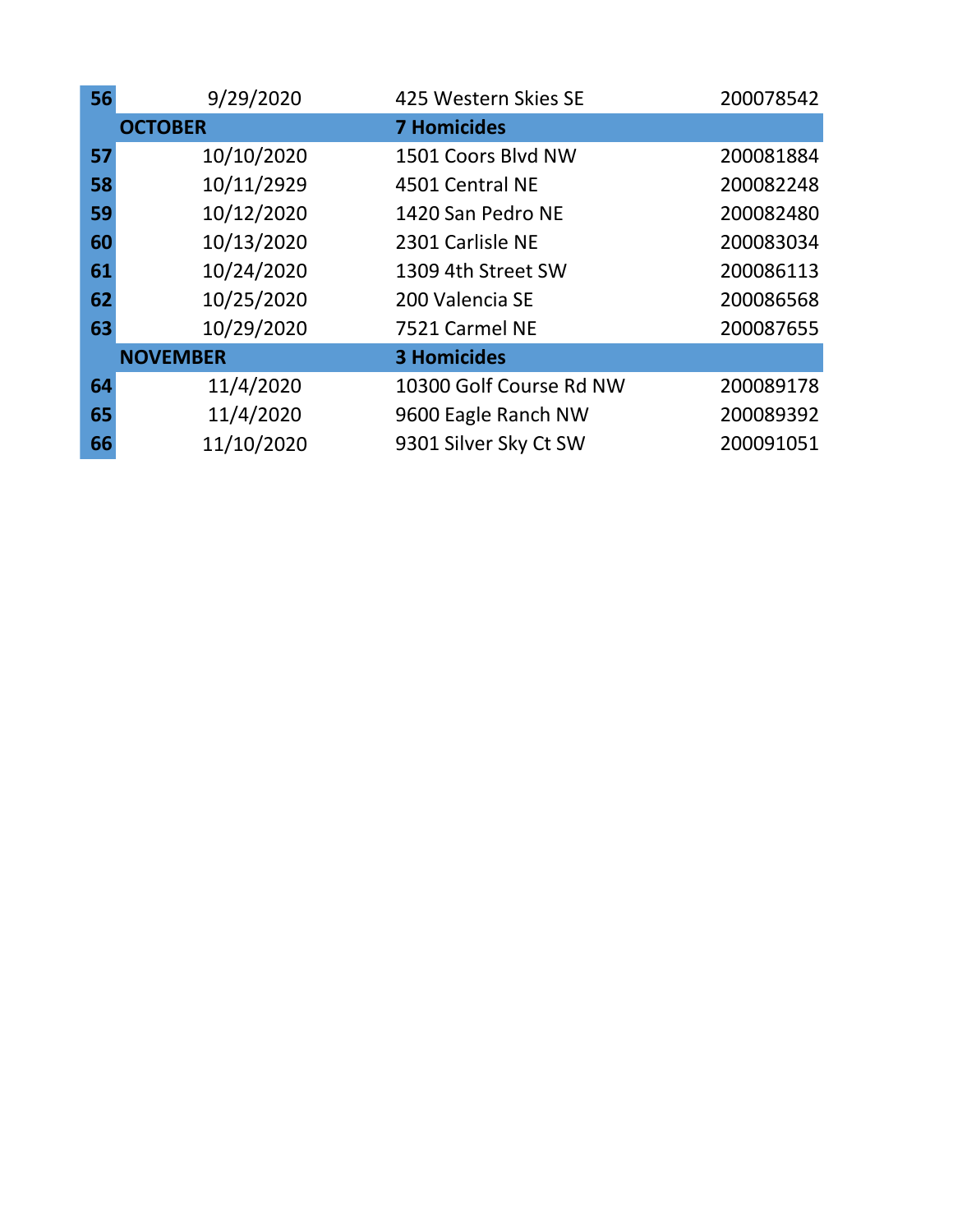| | | | |
|---|---|---|---|
| **56** | 9/29/2020 | 425 Western Skies SE | 200078542 |
| | **OCTOBER** | **7 Homicides** | |
| **57** | 10/10/2020 | 1501 Coors Blvd NW | 200081884 |
| **58** | 10/11/2929 | 4501 Central NE | 200082248 |
| **59** | 10/12/2020 | 1420 San Pedro NE | 200082480 |
| **60** | 10/13/2020 | 2301 Carlisle NE | 200083034 |
| **61** | 10/24/2020 | 1309 4th Street SW | 200086113 |
| **62** | 10/25/2020 | 200 Valencia SE | 200086568 |
| **63** | 10/29/2020 | 7521 Carmel NE | 200087655 |
| | **NOVEMBER** | **3 Homicides** | |
| **64** | 11/4/2020 | 10300 Golf Course Rd NW | 200089178 |
| **65** | 11/4/2020 | 9600 Eagle Ranch NW | 200089392 |
| **66** | 11/10/2020 | 9301 Silver Sky Ct SW | 200091051 |